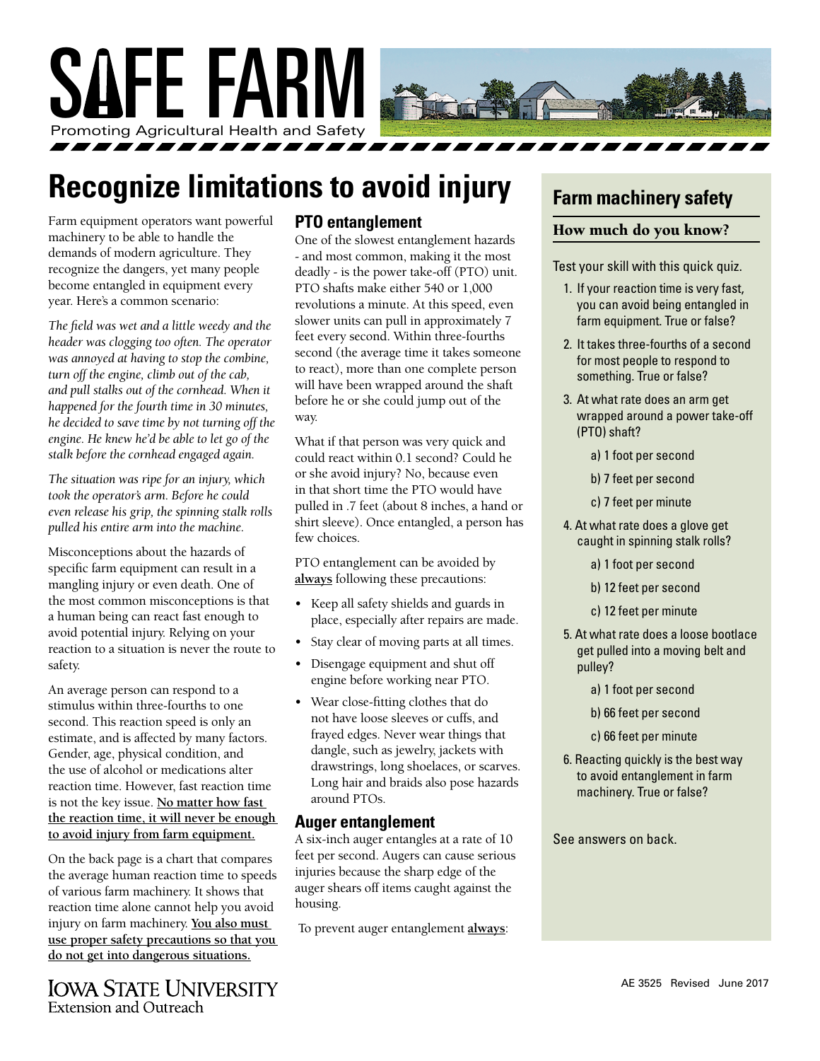# SAFE FARM

Promoting Agricultural Health and Safety

## Recognize limitations to avoid injury

Farm equipment operators want powerful machinery to be able to handle the demands of modern agriculture. They recognize the dangers, yet many people become entangled in equipment every year. Here's a common scenario:

*The field was wet and a little weedy and the header was clogging too often. The operator was annoyed at having to stop the combine, turn off the engine, climb out of the cab, and pull stalks out of the cornhead. When it happened for the fourth time in 30 minutes, he decided to save time by not turning off the engine. He knew he'd be able to let go of the stalk before the cornhead engaged again.*

*The situation was ripe for an injury, which took the operator's arm. Before he could even release his grip, the spinning stalk rolls pulled his entire arm into the machine.*

Misconceptions about the hazards of specific farm equipment can result in a mangling injury or even death. One of the most common misconceptions is that a human being can react fast enough to avoid potential injury. Relying on your reaction to a situation is never the route to safety.

An average person can respond to a stimulus within three-fourths to one second. This reaction speed is only an estimate, and is affected by many factors. Gender, age, physical condition, and the use of alcohol or medications alter reaction time. However, fast reaction time is not the key issue. **No matter how fast the reaction time, it will never be enough to avoid injury from farm equipment.**

On the back page is a chart that compares the average human reaction time to speeds of various farm machinery. It shows that reaction time alone cannot help you avoid injury on farm machinery. **You also must use proper safety precautions so that you do not get into dangerous situations.**

### PTO entanglement

One of the slowest entanglement hazards - and most common, making it the most deadly - is the power take-off (PTO) unit. PTO shafts make either 540 or 1,000 revolutions a minute. At this speed, even slower units can pull in approximately 7 feet every second. Within three-fourths second (the average time it takes someone to react), more than one complete person will have been wrapped around the shaft before he or she could jump out of the way.

What if that person was very quick and could react within 0.1 second? Could he or she avoid injury? No, because even in that short time the PTO would have pulled in .7 feet (about 8 inches, a hand or shirt sleeve). Once entangled, a person has few choices.

PTO entanglement can be avoided by **always** following these precautions:

- Keep all safety shields and guards in place, especially after repairs are made.
- Stay clear of moving parts at all times.
- Disengage equipment and shut off engine before working near PTO.
- Wear close-fitting clothes that do not have loose sleeves or cuffs, and frayed edges. Never wear things that dangle, such as jewelry, jackets with drawstrings, long shoelaces, or scarves. Long hair and braids also pose hazards around PTOs.

### Auger entanglement

A six-inch auger entangles at a rate of 10 feet per second. Augers can cause serious injuries because the sharp edge of the auger shears off items caught against the housing.

To prevent auger entanglement **always**:

## Farm machinery safety

### How much do you know?

Test your skill with this quick quiz.

1. If your reaction time is very fast, you can avoid being entangled in farm equipment. True or false?
2. It takes three-fourths of a second for most people to respond to something. True or false?
3. At what rate does an arm get wrapped around a power take-off (PTO) shaft?
   a) 1 foot per second
   b) 7 feet per second
   c) 7 feet per minute
4. At what rate does a glove get caught in spinning stalk rolls?
   a) 1 foot per second
   b) 12 feet per second
   c) 12 feet per minute
5. At what rate does a loose bootlace get pulled into a moving belt and pulley?
   a) 1 foot per second
   b) 66 feet per second
   c) 66 feet per minute
6. Reacting quickly is the best way to avoid entanglement in farm machinery. True or false?

See answers on back.

IOWA STATE UNIVERSITY
Extension and Outreach

AE 3525 Revised June 2017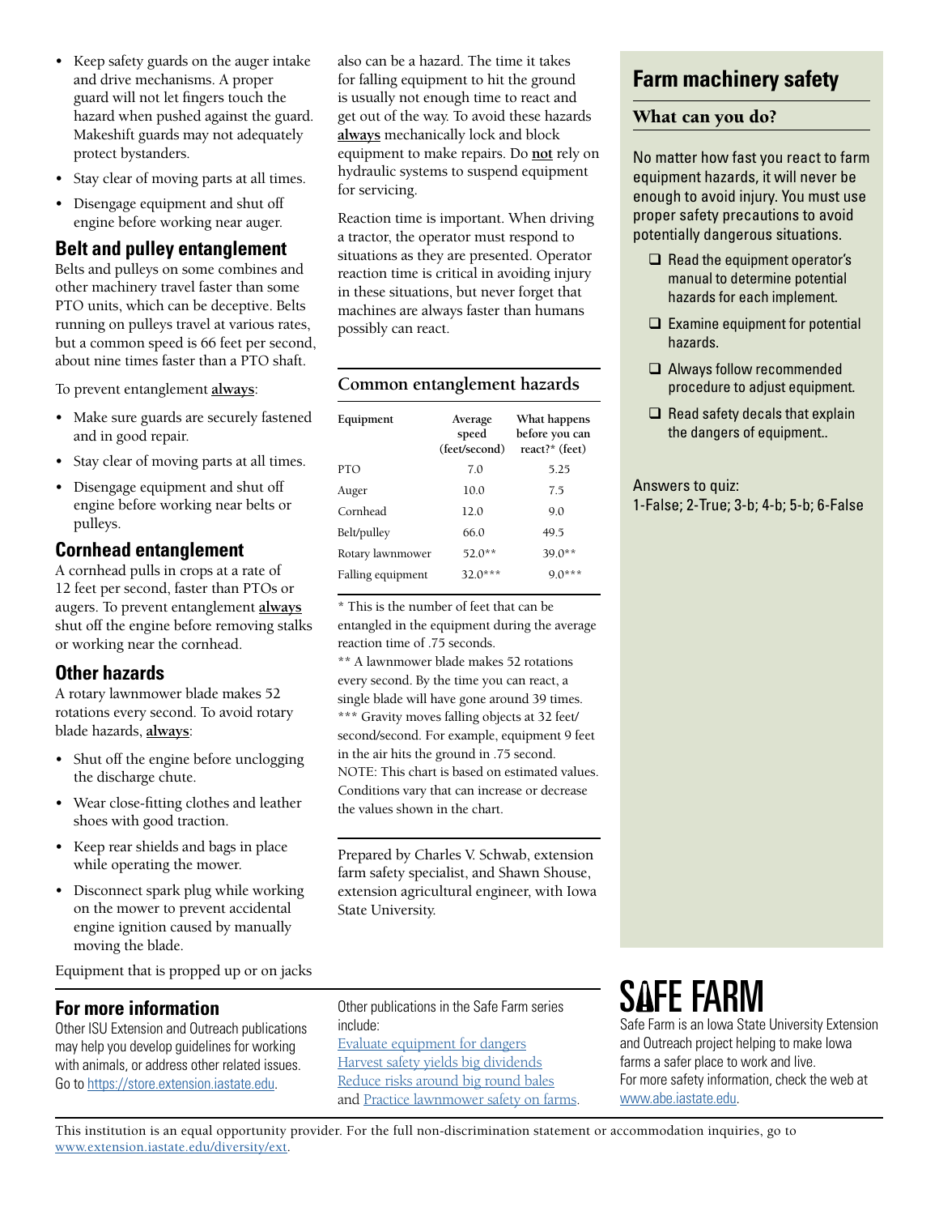- Keep safety guards on the auger intake and drive mechanisms. A proper guard will not let fingers touch the hazard when pushed against the guard. Makeshift guards may not adequately protect bystanders.
- Stay clear of moving parts at all times.
- Disengage equipment and shut off engine before working near auger.

## Belt and pulley entanglement

Belts and pulleys on some combines and other machinery travel faster than some PTO units, which can be deceptive. Belts running on pulleys travel at various rates, but a common speed is 66 feet per second, about nine times faster than a PTO shaft.

To prevent entanglement **always**:

- Make sure guards are securely fastened and in good repair.
- Stay clear of moving parts at all times.
- Disengage equipment and shut off engine before working near belts or pulleys.

## Cornhead entanglement

A cornhead pulls in crops at a rate of 12 feet per second, faster than PTOs or augers. To prevent entanglement **always** shut off the engine before removing stalks or working near the cornhead.

## Other hazards

A rotary lawnmower blade makes 52 rotations every second. To avoid rotary blade hazards, **always**:

- Shut off the engine before unclogging the discharge chute.
- Wear close-fitting clothes and leather shoes with good traction.
- Keep rear shields and bags in place while operating the mower.
- Disconnect spark plug while working on the mower to prevent accidental engine ignition caused by manually moving the blade.

Equipment that is propped up or on jacks also can be a hazard. The time it takes for falling equipment to hit the ground is usually not enough time to react and get out of the way. To avoid these hazards **always** mechanically lock and block equipment to make repairs. Do **not** rely on hydraulic systems to suspend equipment for servicing.

Reaction time is important. When driving a tractor, the operator must respond to situations as they are presented. Operator reaction time is critical in avoiding injury in these situations, but never forget that machines are always faster than humans possibly can react.

### Common entanglement hazards

| Equipment | Average speed (feet/second) | What happens before you can react?* (feet) |
|---|---|---|
| PTO | 7.0 | 5.25 |
| Auger | 10.0 | 7.5 |
| Cornhead | 12.0 | 9.0 |
| Belt/pulley | 66.0 | 49.5 |
| Rotary lawnmower | 52.0** | 39.0** |
| Falling equipment | 32.0*** | 9.0*** |

\* This is the number of feet that can be entangled in the equipment during the average reaction time of .75 seconds.

\** A lawnmower blade makes 52 rotations every second. By the time you can react, a single blade will have gone around 39 times.

\*** Gravity moves falling objects at 32 feet/second/second. For example, equipment 9 feet in the air hits the ground in .75 second.

NOTE: This chart is based on estimated values. Conditions vary that can increase or decrease the values shown in the chart.

Prepared by Charles V. Schwab, extension farm safety specialist, and Shawn Shouse, extension agricultural engineer, with Iowa State University.

## Farm machinery safety

### What can you do?

No matter how fast you react to farm equipment hazards, it will never be enough to avoid injury. You must use proper safety precautions to avoid potentially dangerous situations.

- ☐ Read the equipment operator's manual to determine potential hazards for each implement.
- ☐ Examine equipment for potential hazards.
- ☐ Always follow recommended procedure to adjust equipment.
- ☐ Read safety decals that explain the dangers of equipment..

Answers to quiz:
1-False; 2-True; 3-b; 4-b; 5-b; 6-False

## For more information

Other ISU Extension and Outreach publications may help you develop guidelines for working with animals, or address other related issues. Go to https://store.extension.iastate.edu.

Other publications in the Safe Farm series include:
Evaluate equipment for dangers
Harvest safety yields big dividends
Reduce risks around big round bales
and Practice lawnmower safety on farms.

## SAFE FARM

Safe Farm is an Iowa State University Extension and Outreach project helping to make Iowa farms a safer place to work and live.
For more safety information, check the web at www.abe.iastate.edu.

This institution is an equal opportunity provider. For the full non-discrimination statement or accommodation inquiries, go to www.extension.iastate.edu/diversity/ext.